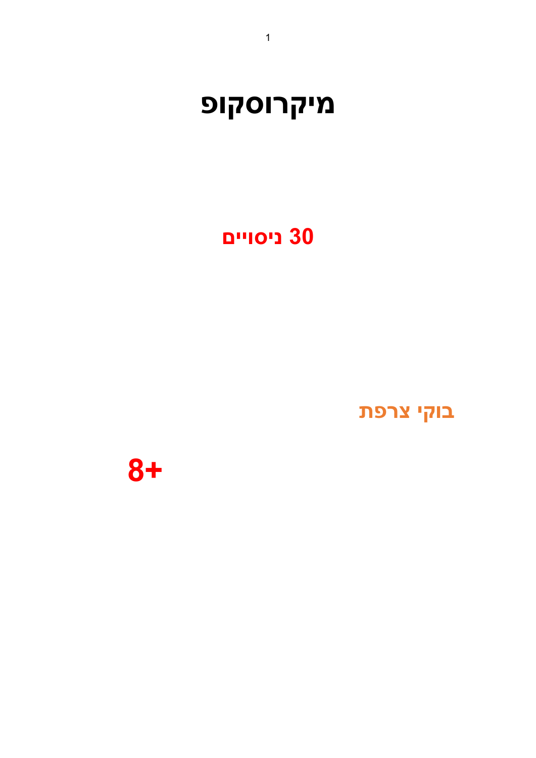# מיקרוסקופ

## 30 ניסויים

**בוקי צרפת**

**8+**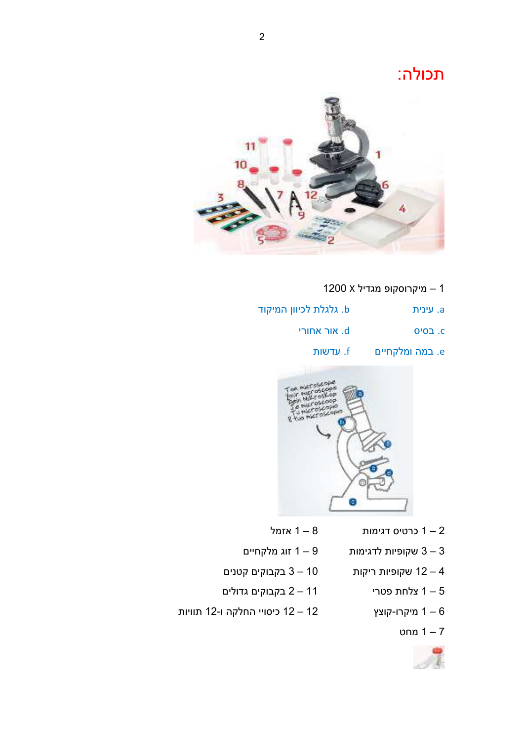# תכולה:

1 – מיקרוסקופ מגדיל X 1200

a. עינית
b. גלגלת לכיוון המיקוד
c. בסיס
d. אור אחורי
e. במה ומלקחיים
f. עדשות

2 – 1 כרטיס דגימות
3 – 3 שקופיות לדגימות
4 – 12 שקופיות ריקות
5 – 1 צלחת פטרי
6 – 1 מיקרו-קוצץ
7 – 1 מחט
8 – 1 אזמל
9 – 1 זוג מלקחיים
10 – 3 בקבוקים קטנים
11 – 2 בקבוקים גדולים
12 – 12 כיסויי החלקה ו-12 תוויות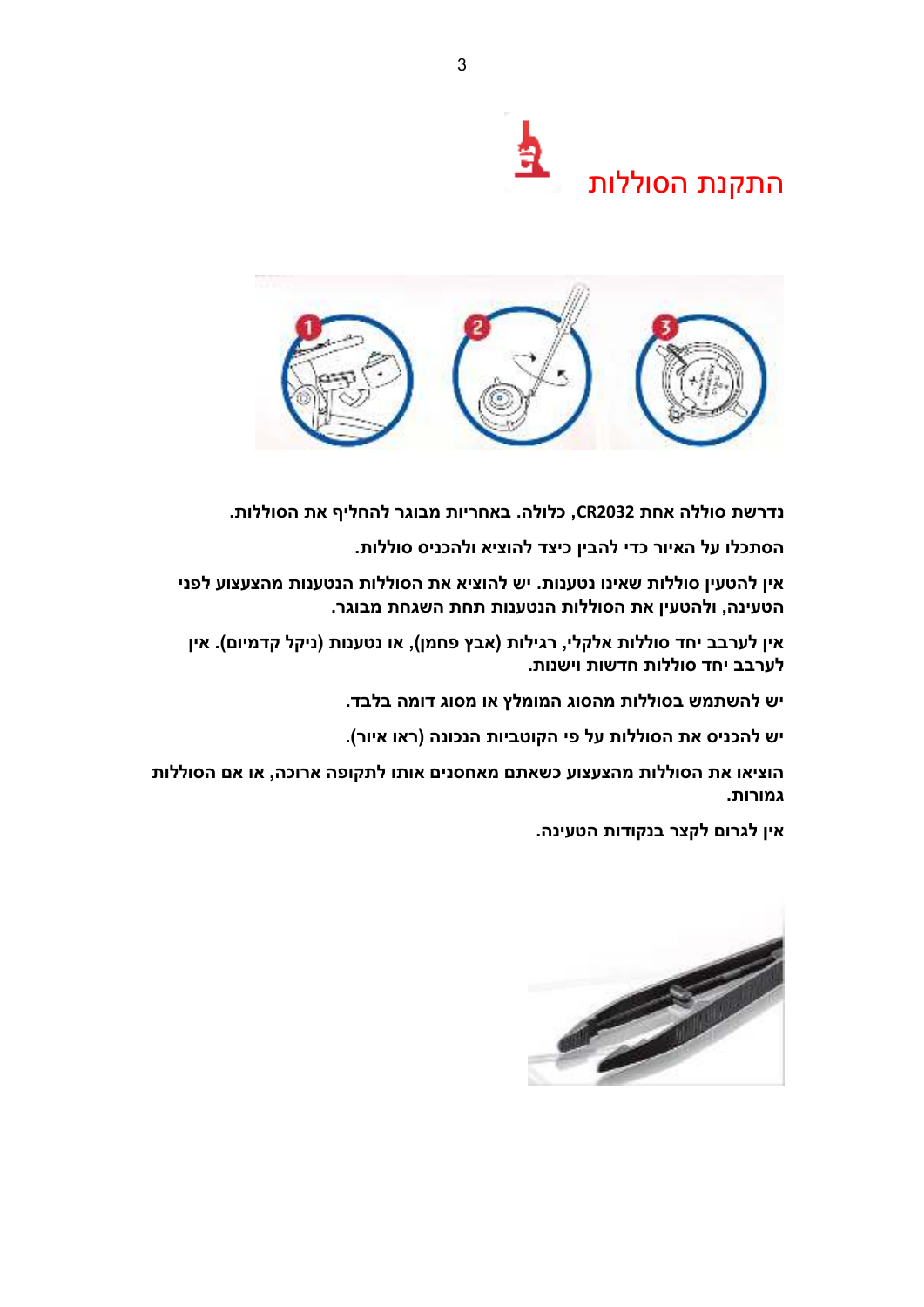# התקנת הסוללות

**נדרשת סוללה אחת CR2032, כלולה. באחריות מבוגר להחליף את הסוללות.**

**הסתכלו על האיור כדי להבין כיצד להוציא ולהכניס סוללות.**

**אין להטעין סוללות שאינו נטענות. יש להוציא את הסוללות הנטענות מהצעצוע לפני הטעינה, ולהטעין את הסוללות הנטענות תחת השגחת מבוגר.**

**אין לערבב יחד סוללות אלקלי, רגילות (אבץ פחמן), או נטענות (ניקל קדמיום). אין לערבב יחד סוללות חדשות וישנות.**

**יש להשתמש בסוללות מהסוג המומלץ או מסוג דומה בלבד.**

**יש להכניס את הסוללות על פי הקוטביות הנכונה (ראו איור).**

**הוציאו את הסוללות מהצעצוע כשאתם מאחסנים אותו לתקופה ארוכה, או אם הסוללות גמורות.**

**אין לגרום לקצר בנקודות הטעינה.**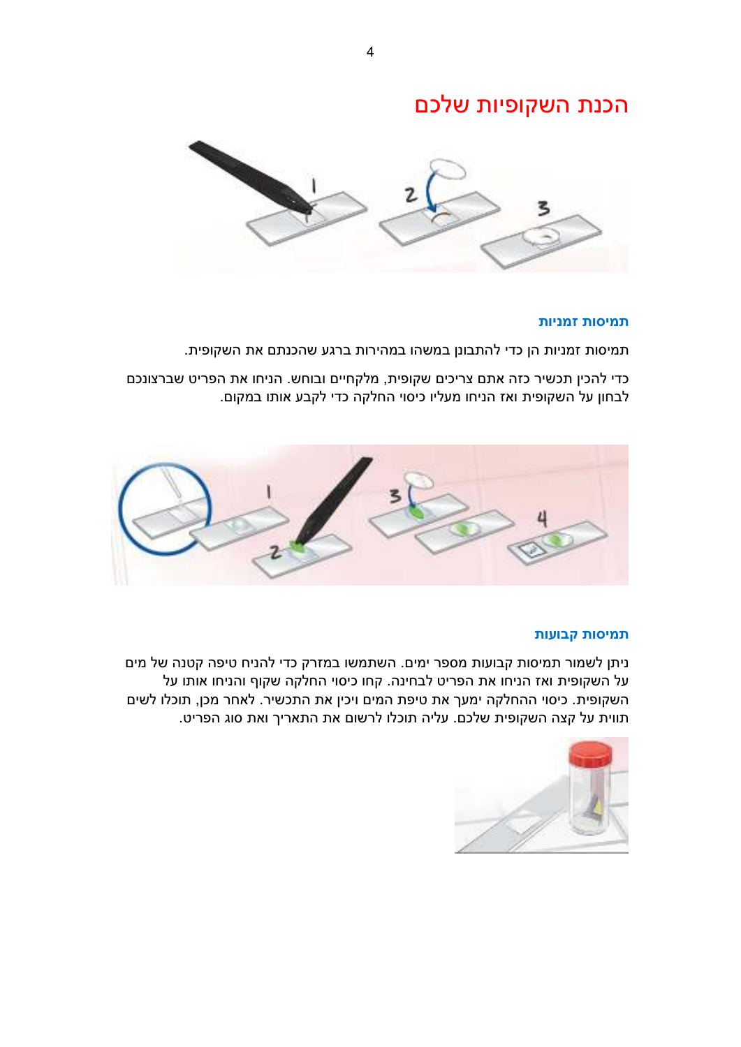# הכנת השקופיות שלכם

### תמיסות זמניות

תמיסות זמניות הן כדי להתבונן במשהו במהירות ברגע שהכנתם את השקופית.

כדי להכין תכשיר כזה אתם צריכים שקופית, מלקחיים ובוחש. הניחו את הפריט שברצונכם לבחון על השקופית ואז הניחו מעליו כיסוי החלקה כדי לקבע אותו במקום.

### תמיסות קבועות

ניתן לשמור תמיסות קבועות מספר ימים. השתמשו במזרק כדי להניח טיפה קטנה של מים על השקופית ואז הניחו את הפריט לבחינה. קחו כיסוי החלקה שקוף והניחו אותו על השקופית. כיסוי ההחלקה ימעך את טיפת המים ויכין את התכשיר. לאחר מכן, תוכלו לשים תווית על קצה השקופית שלכם. עליה תוכלו לרשום את התאריך ואת סוג הפריט.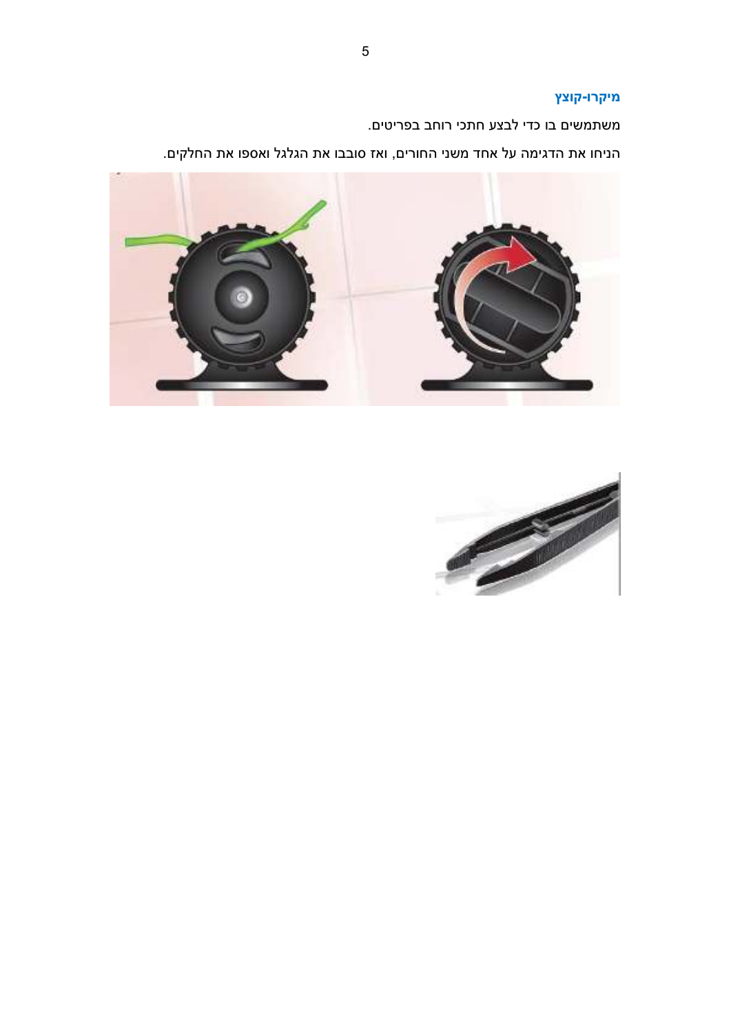### מיקרו-קוצץ

משתמשים בו כדי לבצע חתכי רוחב בפריטים.

הניחו את הדגימה על אחד משני החורים, ואז סובבו את הגלגל ואספו את החלקים.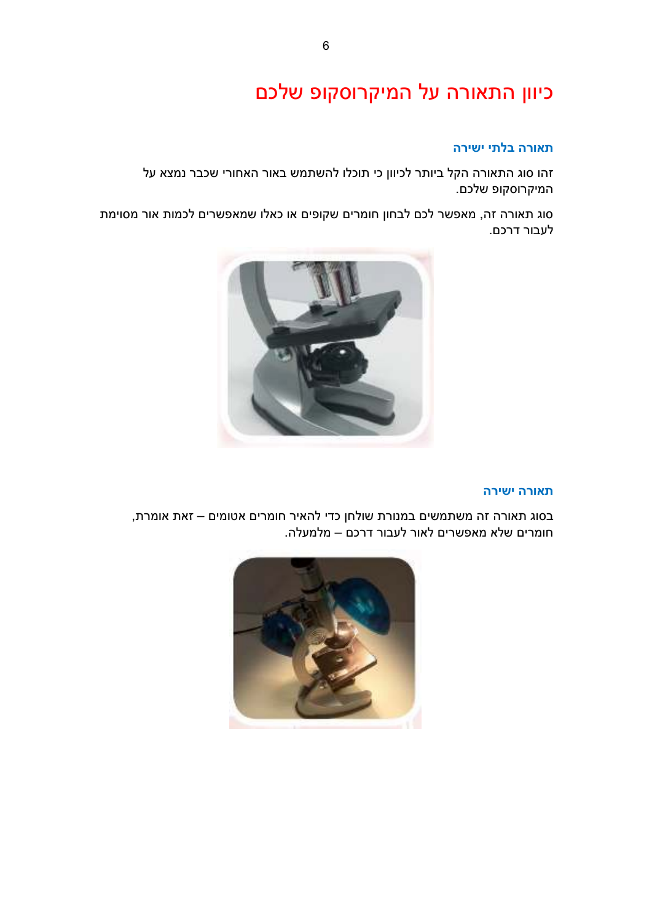# כיוון התאורה על המיקרוסקופ שלכם

### תאורה בלתי ישירה

זהו סוג התאורה הקל ביותר לכיוון כי תוכלו להשתמש באור האחורי שכבר נמצא על המיקרוסקופ שלכם.

סוג תאורה זה, מאפשר לכם לבחון חומרים שקופים או כאלו שמאפשרים לכמות אור מסוימת לעבור דרכם.

### תאורה ישירה

בסוג תאורה זה משתמשים במנורת שולחן כדי להאיר חומרים אטומים – זאת אומרת, חומרים שלא מאפשרים לאור לעבור דרכם – מלמעלה.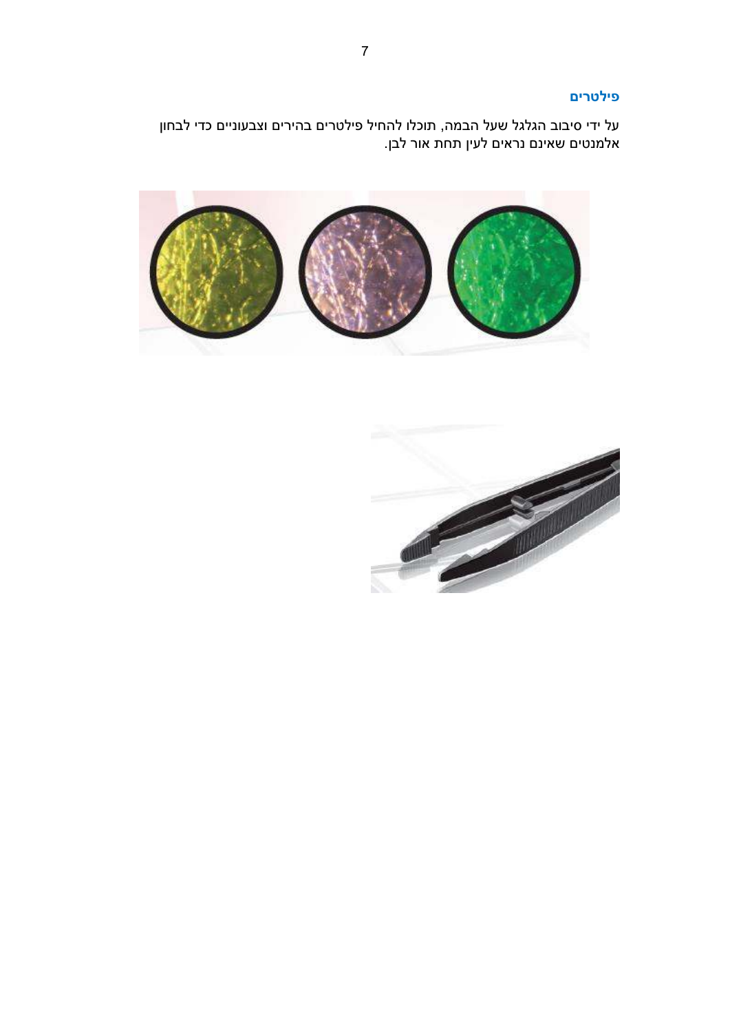## פילטרים

על ידי סיבוב הגלגל שעל הבמה, תוכלו להחיל פילטרים בהירים וצבעוניים כדי לבחון אלמנטים שאינם נראים לעין תחת אור לבן.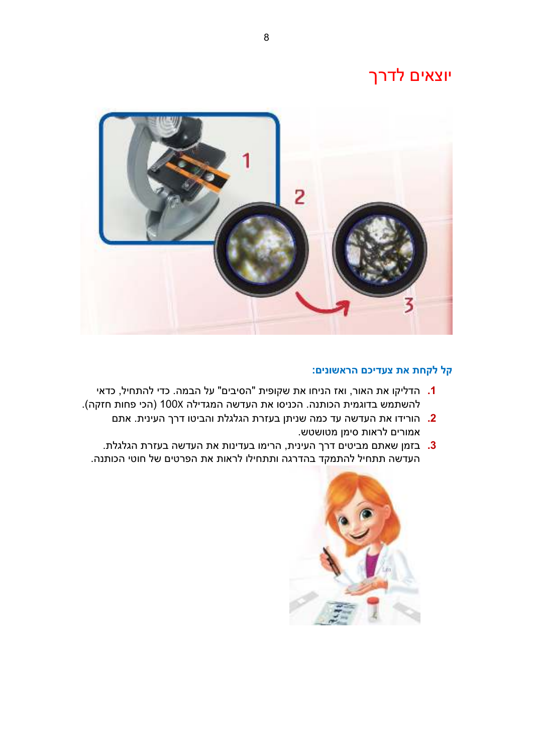# יוצאים לדרך

**קל לקחת את צעדיכם הראשונים:**

1. הדליקו את האור, ואז הניחו את שקופית "הסיבים" על הבמה. כדי להתחיל, כדאי להשתמש בדוגמית הכותנה. הכניסו את העדשה המגדילה 100X (הכי פחות חזקה).
2. הורידו את העדשה עד כמה שניתן בעזרת הגלגלת והביטו דרך העינית. אתם אמורים לראות סימן מטושטש.
3. בזמן שאתם מביטים דרך העינית, הרימו בעדינות את העדשה בעזרת הגלגלת. העדשה תתחיל להתמקד בהדרגה ותתחילו לראות את הפרטים של חוטי הכותנה.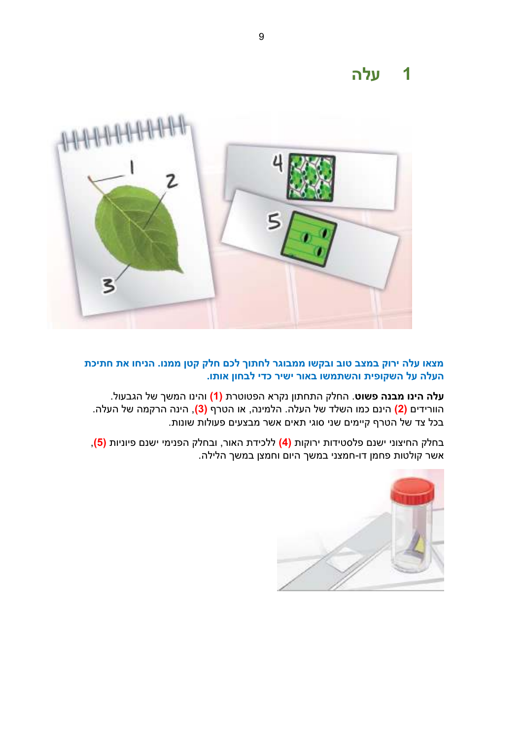# 1 עלה

**מצאו עלה ירוק במצב טוב ובקשו ממבוגר לחתוך לכם חלק קטן ממנו. הניחו את חתיכת העלה על השקופית והשתמשו באור ישיר כדי לבחון אותו.**

**עלה הינו מבנה פשוט**. החלק התחתון נקרא הפטוטרת **(1)** והינו המשך של הגבעול. הוורידים **(2)** הינם כמו השלד של העלה. הלמינה, או הטרף **(3)**, הינה הרקמה של העלה. בכל צד של הטרף קיימים שני סוגי תאים אשר מבצעים פעולות שונות.

בחלק החיצוני ישנם פלסטידות ירוקות **(4)** ללכידת האור, ובחלק הפנימי ישנם פיוניות **(5)**, אשר קולטות פחמן דו-חמצני במשך היום וחמצן במשך הלילה.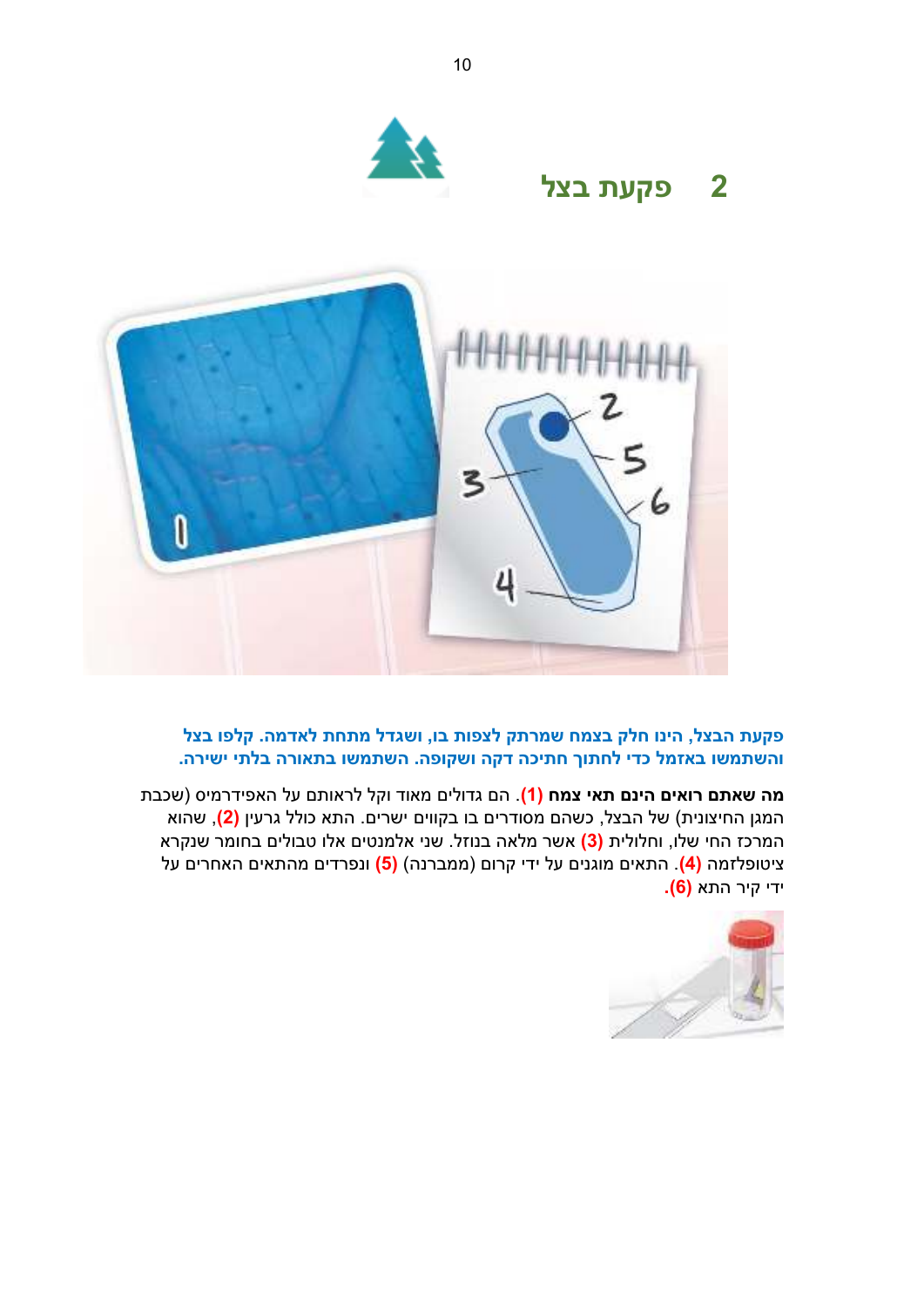## 2 פקעת בצל

**פקעת הבצל, הינו חלק בצמח שמרתק לצפות בו, ושגדל מתחת לאדמה. קלפו בצל והשתמשו באזמל כדי לחתוך חתיכה דקה ושקופה. השתמשו בתאורה בלתי ישירה.**

**מה שאתם רואים הינם תאי צמח (1)**. הם גדולים מאוד וקל לראותם על האפידרמיס (שכבת המגן החיצונית) של הבצל, כשהם מסודרים בו בקווים ישרים. התא כולל גרעין (2), שהוא המרכז החי שלו, וחלולית (3) אשר מלאה בנוזל. שני אלמנטים אלו טבולים בחומר שנקרא ציטופלזמה (4). התאים מוגנים על ידי קרום (ממברנה) (5) ונפרדים מהתאים האחרים על ידי קיר התא (6).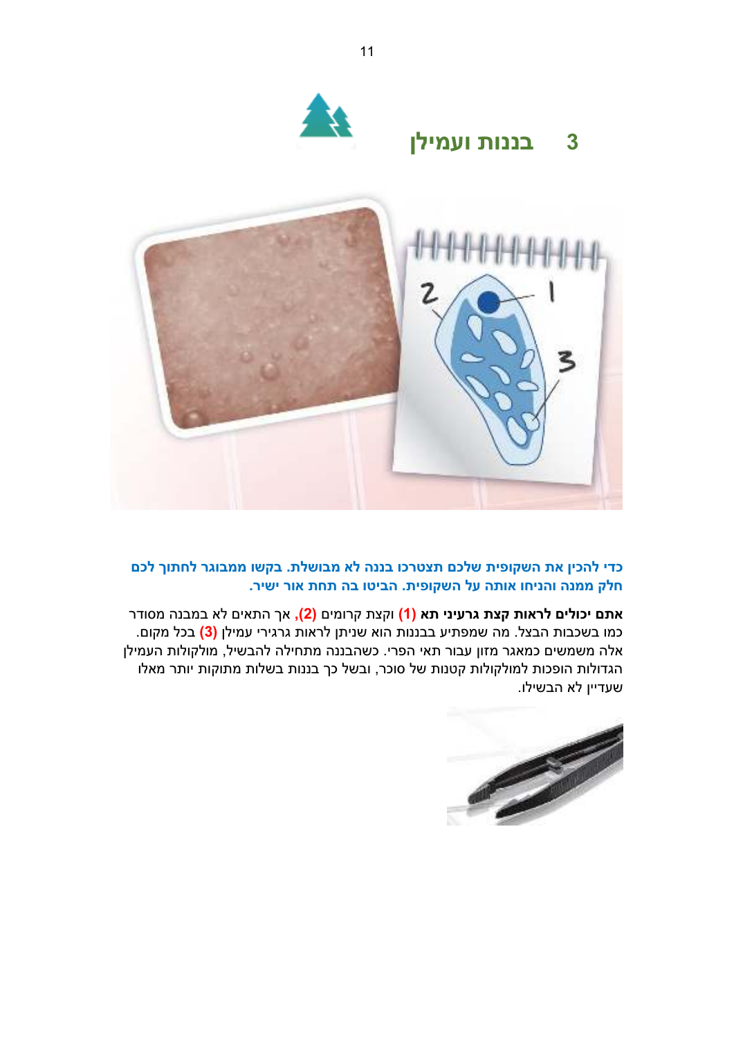## 3 בננות ועמילן

**כדי להכין את השקופית שלכם תצטרכו בננה לא מבושלת. בקשו ממבוגר לחתוך לכם חלק ממנה והניחו אותה על השקופית. הביטו בה תחת אור ישיר.**

**אתם יכולים לראות קצת גרעיני תא (1)** וקצת קרומים **(2),** אך התאים לא במבנה מסודר כמו בשכבות הבצל. מה שמפתיע בבננות הוא שניתן לראות גרגירי עמילן **(3)** בכל מקום. אלה משמשים כמאגר מזון עבור תאי הפרי. כשהבננה מתחילה להבשיל, מולקולות העמילן הגדולות הופכות למולקולות קטנות של סוכר, ובשל כך בננות בשלות מתוקות יותר מאלו שעדיין לא הבשילו.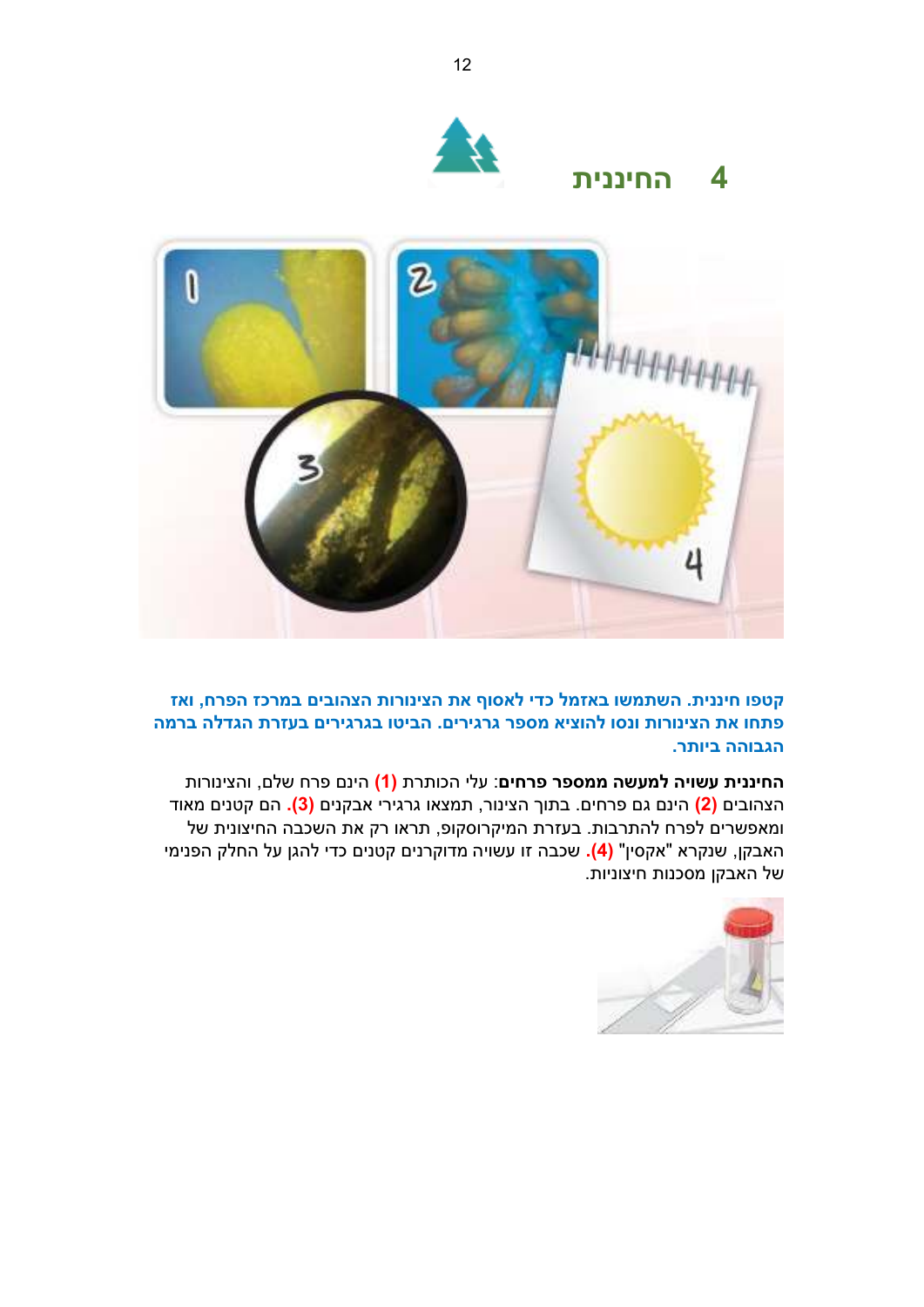## 4 החיננית

**קטפו חיננית. השתמשו באזמל כדי לאסוף את הצינורות הצהובים במרכז הפרח, ואז פתחו את הצינורות ונסו להוציא מספר גרגירים. הביטו בגרגירים בעזרת הגדלה ברמה הגבוהה ביותר.**

**החיננית עשויה למעשה ממספר פרחים**: עלי הכותרת **(1)** הינם פרח שלם, והצינורות הצהובים **(2)** הינם גם פרחים. בתוך הצינור, תמצאו גרגירי אבקנים **(3)**. הם קטנים מאוד ומאפשרים לפרח להתרבות. בעזרת המיקרוסקופ, תראו רק את השכבה החיצונית של האבקן, שנקרא "אקסין" **(4)**. שכבה זו עשויה מדוקרנים קטנים כדי להגן על החלק הפנימי של האבקן מסכנות חיצוניות.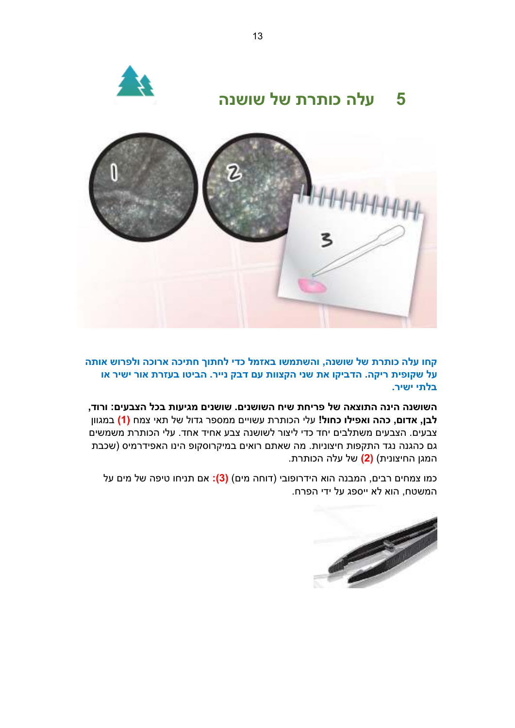## 5 עלה כותרת של שושנה

**קחו עלה כותרת של שושנה, והשתמשו באזמל כדי לחתוך חתיכה ארוכה ולפרוש אותה על שקופית ריקה. הדביקו את שני הקצוות עם דבק נייר. הביטו בעזרת אור ישיר או בלתי ישיר.**

**השושנה הינה התוצאה של פריחת שיח השושנים. שושנים מגיעות בכל הצבעים: ורוד, לבן, אדום, כהה ואפילו כחול!** עלי הכותרת עשויים ממספר גדול של תאי צמח **(1)** במגוון צבעים. הצבעים משתלבים יחד כדי ליצור לשושנה צבע אחיד אחד. עלי הכותרת משמשים גם כהגנה נגד התקפות חיצוניות. מה שאתם רואים במיקרוסקופ הינו האפידרמיס (שכבת המגן החיצונית) **(2)** של עלה הכותרת.

כמו צמחים רבים, המבנה הוא הידרופובי (דוחה מים) **(3):** אם תניחו טיפה של מים על המשטח, הוא לא ייספג על ידי הפרח.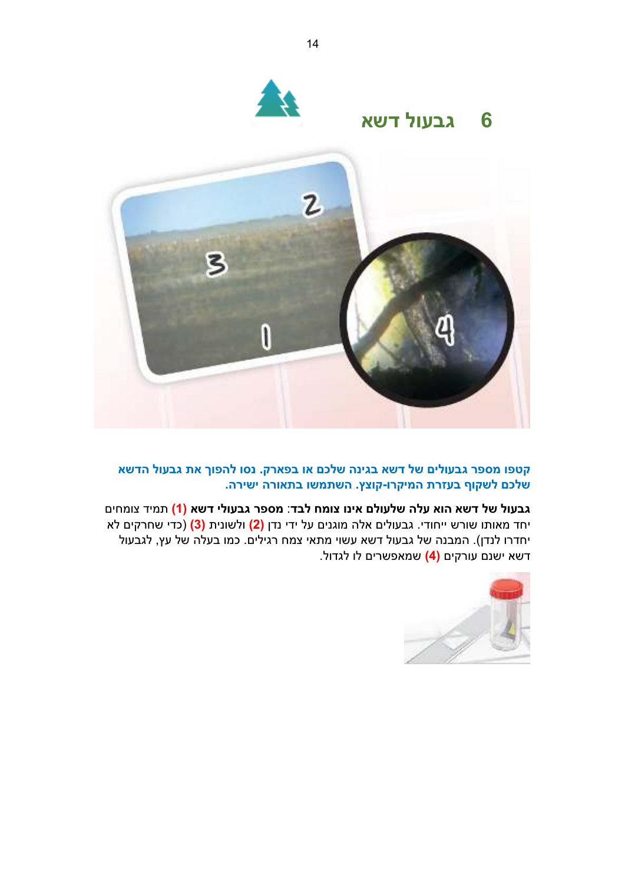## 6 גבעול דשא

**קטפו מספר גבעולים של דשא בגינה שלכם או בפארק. נסו להפוך את גבעול הדשא שלכם לשקוף בעזרת המיקרו-קוצץ. השתמשו בתאורה ישירה.**

**גבעול של דשא הוא עלה שלעולם אינו צומח לבד**: **מספר גבעולי דשא (1)** תמיד צומחים יחד מאותו שורש ייחודי. גבעולים אלה מוגנים על ידי נדן **(2)** ולשונית **(3)** (כדי שחרקים לא יחדרו לנדן). המבנה של גבעול דשא עשוי מתאי צמח רגילים. כמו בעלה של עץ, לגבעול דשא ישנם עורקים **(4)** שמאפשרים לו לגדול.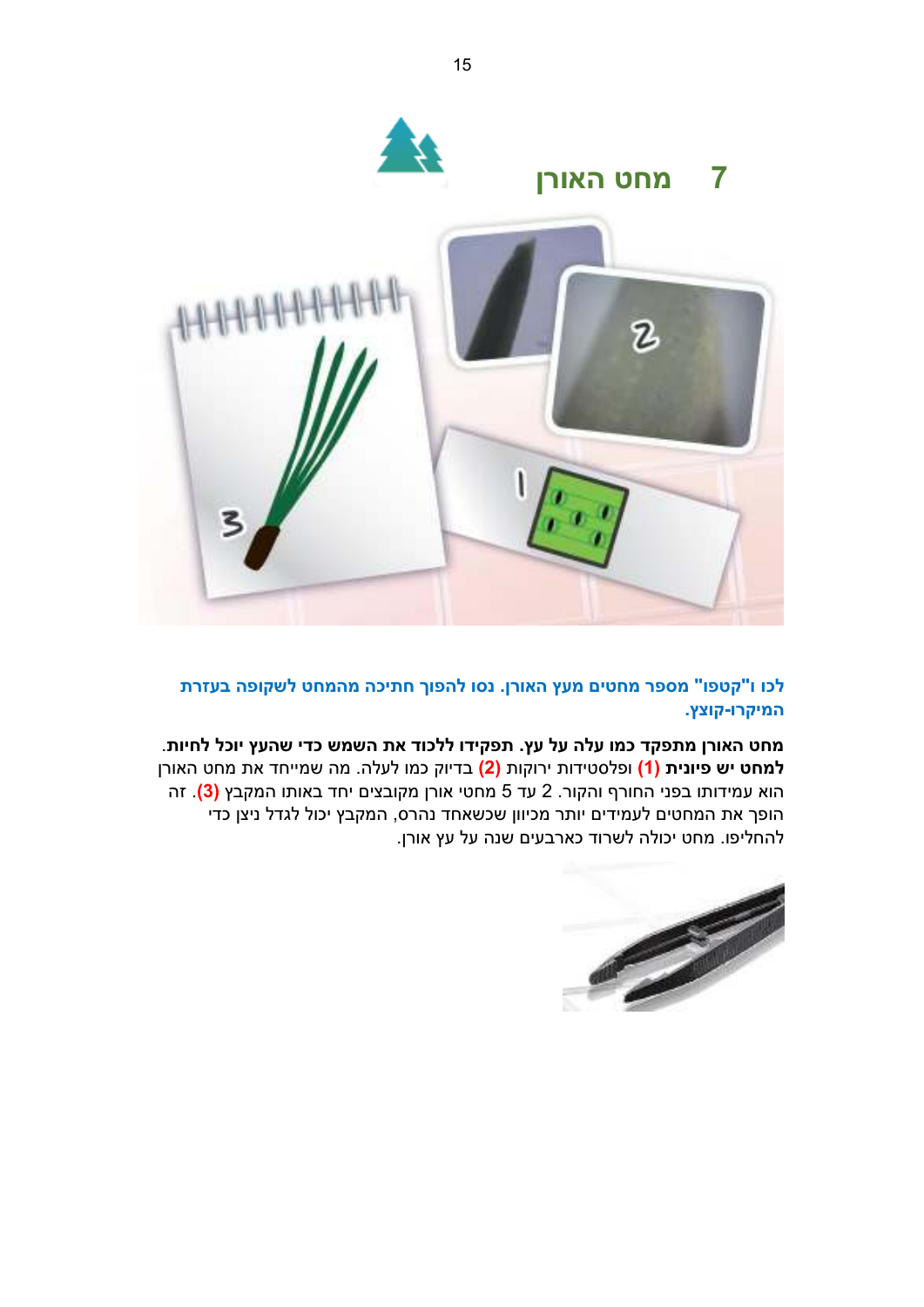## 7 מחט האורן

**לכו ו"קטפו" מספר מחטים מעץ האורן. נסו להפוך חתיכה מהמחט לשקופה בעזרת המיקרו-קוצץ.**

**מחט האורן מתפקד כמו עלה על עץ. תפקידו ללכוד את השמש כדי שהעץ יוכל לחיות.** **למחט יש פיונית (1)** ופלסטידות ירוקות **(2)** בדיוק כמו לעלה. מה שמייחד את מחט האורן הוא עמידותו בפני החורף והקור. 2 עד 5 מחטי אורן מקובצים יחד באותו המקבץ **(3)**. זה הופך את המחטים לעמידים יותר מכיוון שכשאחד נהרס, המקבץ יכול לגדל ניצן כדי להחליפו. מחט יכולה לשרוד כארבעים שנה על עץ אורן.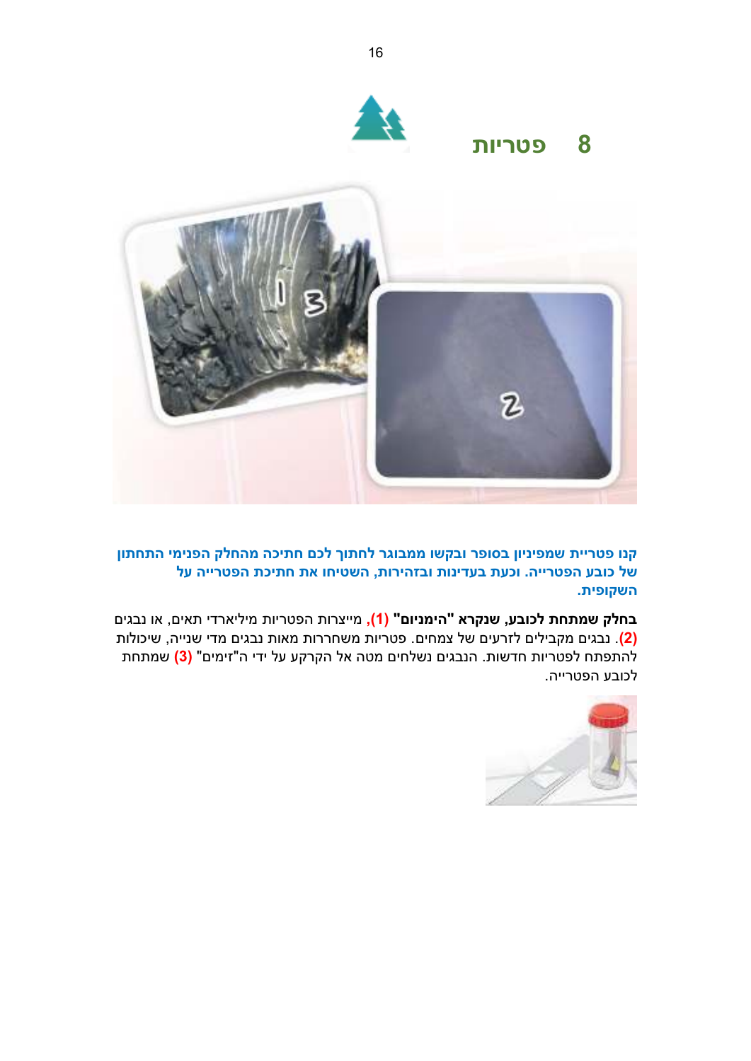# 8 פטריות

**קנו פטריית שמפיניון בסופר ובקשו ממבוגר לחתוך לכם חתיכה מהחלק הפנימי התחתון של כובע הפטרייה. וכעת בעדינות ובזהירות, השטיחו את חתיכת הפטרייה על השקופית.**

**בחלק שמתחת לכובע, שנקרא "הימניום" (1)**, מייצרות הפטריות מיליארדי תאים, או נבגים **(2)**. נבגים מקבילים לזרעים של צמחים. פטריות משחררות מאות נבגים מדי שנייה, שיכולות להתפתח לפטריות חדשות. הנבגים נשלחים מטה אל הקרקע על ידי ה"זימים" **(3)** שמתחת לכובע הפטרייה.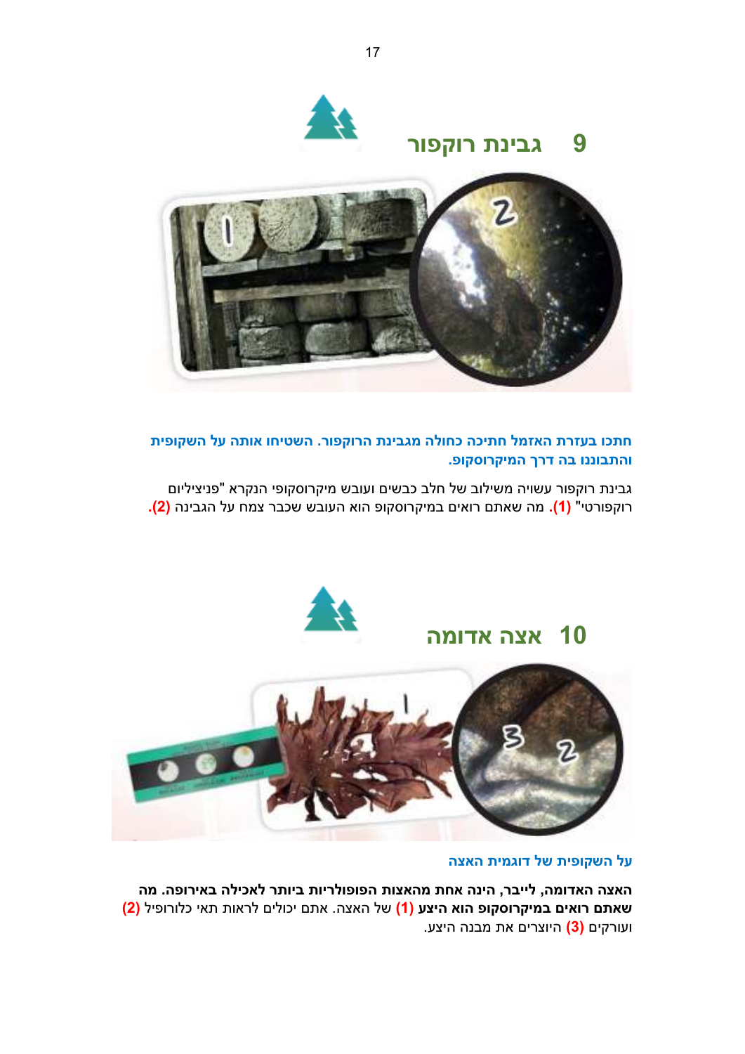## 9 גבינת רוקפור

**חתכו בעזרת האזמל חתיכה כחולה מגבינת הרוקפור. השטיחו אותה על השקופית והתבוננו בה דרך המיקרוסקופ.**

גבינת רוקפור עשויה משילוב של חלב כבשים ועובש מיקרוסקופי הנקרא "פניציליום רוקפורטי" **(1)**. מה שאתם רואים במיקרוסקופ הוא העובש שכבר צמח על הגבינה **(2)**.

## 10 אצה אדומה

**על השקופית של דוגמית האצה**

**האצה האדומה, לייבר, הינה אחת מהאצות הפופולריות ביותר לאכילה באירופה. מה שאתם רואים במיקרוסקופ הוא היצע (1)** של האצה. אתם יכולים לראות תאי כלורופיל **(2)** ועורקים **(3)** היוצרים את מבנה היצע.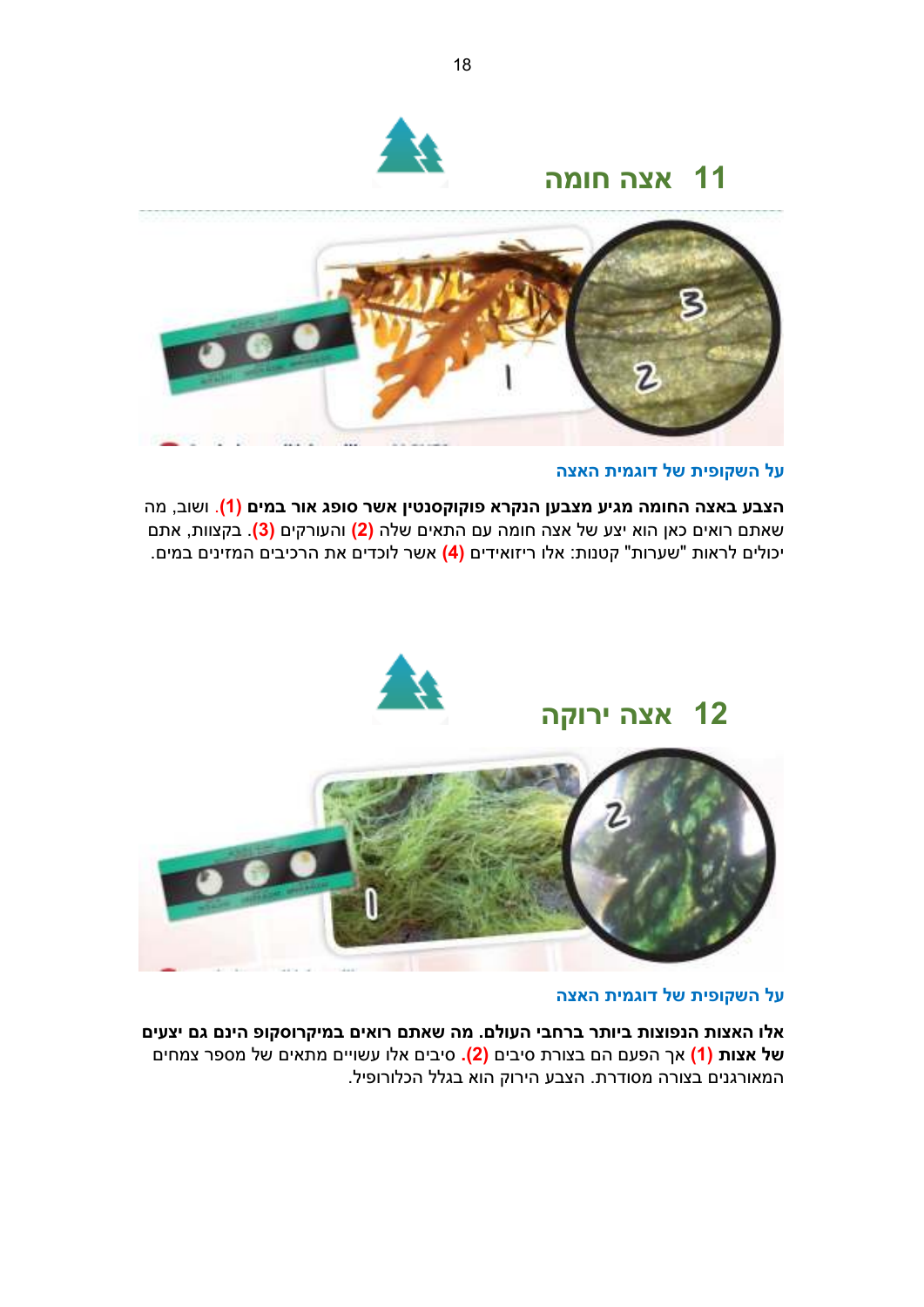## 11 אצה חומה

### על השקופית של דוגמית האצה

**הצבע באצה החומה מגיע מצבען הנקרא פוקוקסנטין אשר סופג אור במים (1).** ושוב, מה שאתם רואים כאן הוא יצע של אצה חומה עם התאים שלה (2) והעורקים (3). בקצוות, אתם יכולים לראות "שערות" קטנות: אלו ריזואידים (4) אשר לוכדים את הרכיבים המזינים במים.

## 12 אצה ירוקה

### על השקופית של דוגמית האצה

**אלו האצות הנפוצות ביותר ברחבי העולם. מה שאתם רואים במיקרוסקופ הינם גם יצעים של אצות (1)** אך הפעם הם בצורת סיבים (2). סיבים אלו עשויים מתאים של מספר צמחים המאורגנים בצורה מסודרת. הצבע הירוק הוא בגלל הכלורופיל.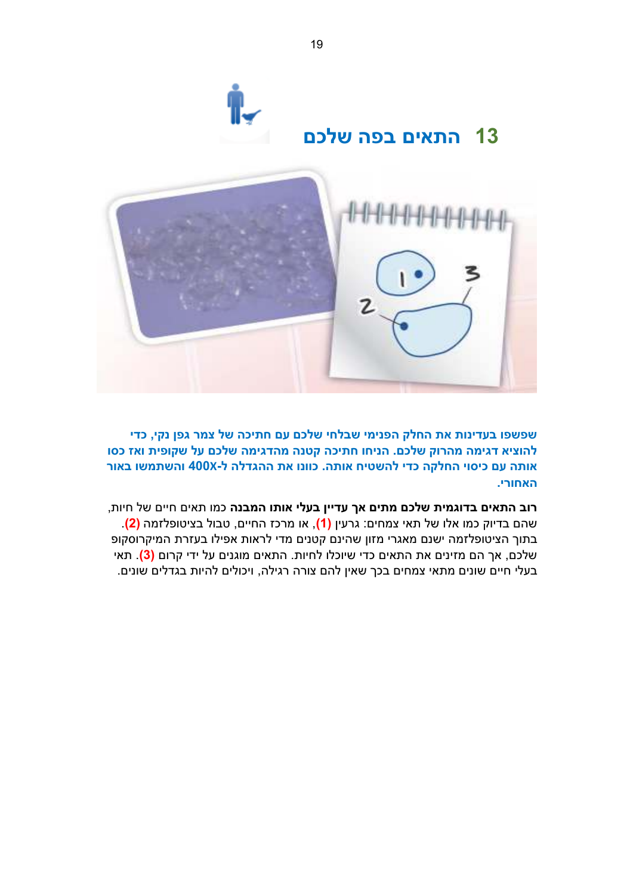## 13 התאים בפה שלכם

**שפשפו בעדינות את החלק הפנימי שבלחי שלכם עם חתיכה של צמר גפן נקי, כדי להוציא דגימה מהרוק שלכם. הניחו חתיכה קטנה מהדגימה שלכם על שקופית ואז כסו אותה עם כיסוי החלקה כדי להשטיח אותה. כוונו את ההגדלה ל-400X והשתמשו באור האחורי.**

**רוב התאים בדוגמית שלכם מתים אך עדיין בעלי אותו המבנה** כמו תאים חיים של חיות, שהם בדיוק כמו אלו של תאי צמחים: גרעין **(1)**, או מרכז החיים, טבול בציטופלזמה **(2)**. בתוך הציטופלזמה ישנם מאגרי מזון שהינם קטנים מדי לראות אפילו בעזרת המיקרוסקופ שלכם, אך הם מזינים את התאים כדי שיוכלו לחיות. התאים מוגנים על ידי קרום **(3)**. תאי בעלי חיים שונים מתאי צמחים בכך שאין להם צורה רגילה, ויכולים להיות בגדלים שונים.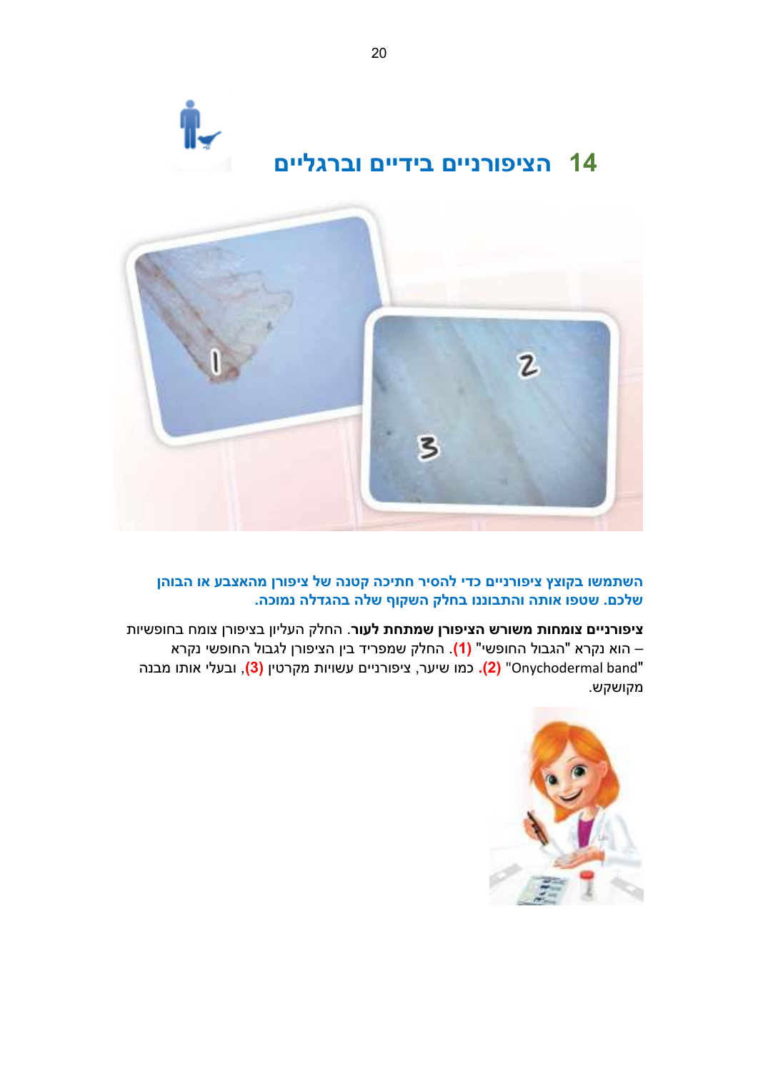## 14 הציפורניים בידיים וברגליים

**השתמשו בקוצץ ציפורניים כדי להסיר חתיכה קטנה של ציפורן מהאצבע או הבוהן שלכם. שטפו אותה והתבוננו בחלק השקוף שלה בהגדלה נמוכה.**

**ציפורניים צומחות משורש הציפורן שמתחת לעור**. החלק העליון בציפורן צומח בחופשיות – הוא נקרא "הגבול החופשי" **(1)**. החלק שמפריד בין הציפורן לגבול החופשי נקרא "Onychodermal band" **(2)**. כמו שיער, ציפורניים עשויות מקרטין **(3)**, ובעלי אותו מבנה מקושקש.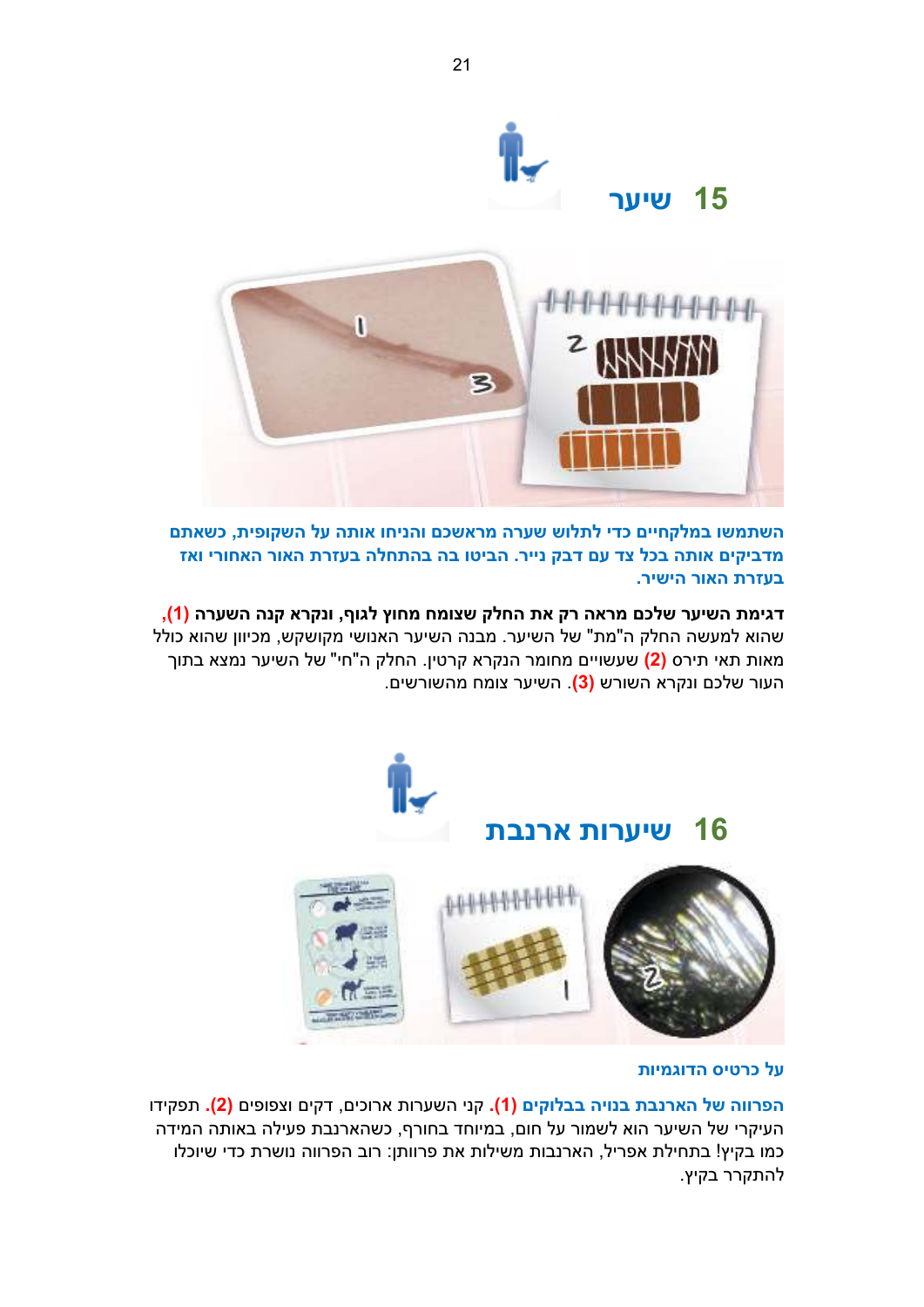## 15 שיער

**השתמשו במלקחיים כדי לתלוש שערה מראשכם והניחו אותה על השקופית, כשאתם מדביקים אותה בכל צד עם דבק נייר. הביטו בה בהתחלה בעזרת האור האחורי ואז בעזרת האור הישיר.**

**דגימת השיער שלכם מראה רק את החלק שצומח מחוץ לגוף, ונקרא קנה השערה (1),** שהוא למעשה החלק ה"מת" של השיער. מבנה השיער האנושי מקושקש, מכיוון שהוא כולל מאות תאי תירס שעשויים מחומר הנקרא קרטין **(2)**. החלק ה"חי" של השיער נמצא בתוך העור שלכם ונקרא השורש **(3)**. השיער צומח מהשורשים.

## 16 שיערות ארנבת

**על כרטיס הדוגמיות**

**הפרווה של הארנבת בנויה בבלוקים (1).** קני השערות ארוכים, דקים וצפופים **(2)**. תפקידו העיקרי של השיער הוא לשמור על חום, במיוחד בחורף, כשהארנבת פעילה באותה המידה כמו בקיץ! בתחילת אפריל, הארנבות משילות את פרוותן: רוב הפרווה נושרת כדי שיוכלו להתקרר בקיץ.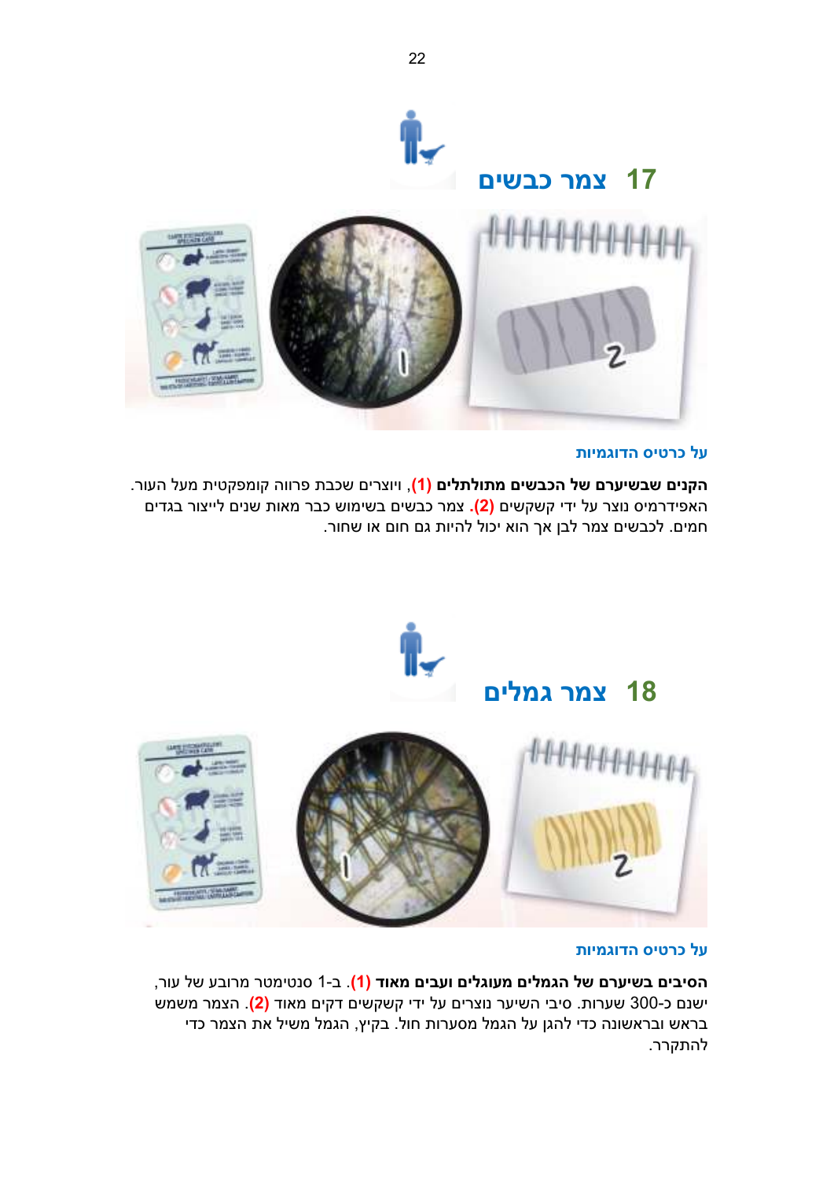## 17 צמר כבשים

### על כרטיס הדוגמאות

**הקנים שבשיערם של הכבשים מתולתלים (1)**, ויוצרים שכבת פרווה קומפקטית מעל העור. האפידרמיס נוצר על ידי קשקשים **(2)**. צמר כבשים בשימוש כבר מאות שנים לייצור בגדים חמים. לכבשים צמר לבן אך הוא יכול להיות גם חום או שחור.

## 18 צמר גמלים

### על כרטיס הדוגמאות

**הסיבים בשיערם של הגמלים מעוגלים ועבים מאוד (1)**. ב-1 סנטימטר מרובע של עור, ישנם כ-300 שערות. סיבי השיער נוצרים על ידי קשקשים דקים מאוד **(2)**. הצמר משמש בראש ובראשונה כדי להגן על הגמל מסערות חול. בקיץ, הגמל משיל את הצמר כדי להתקרר.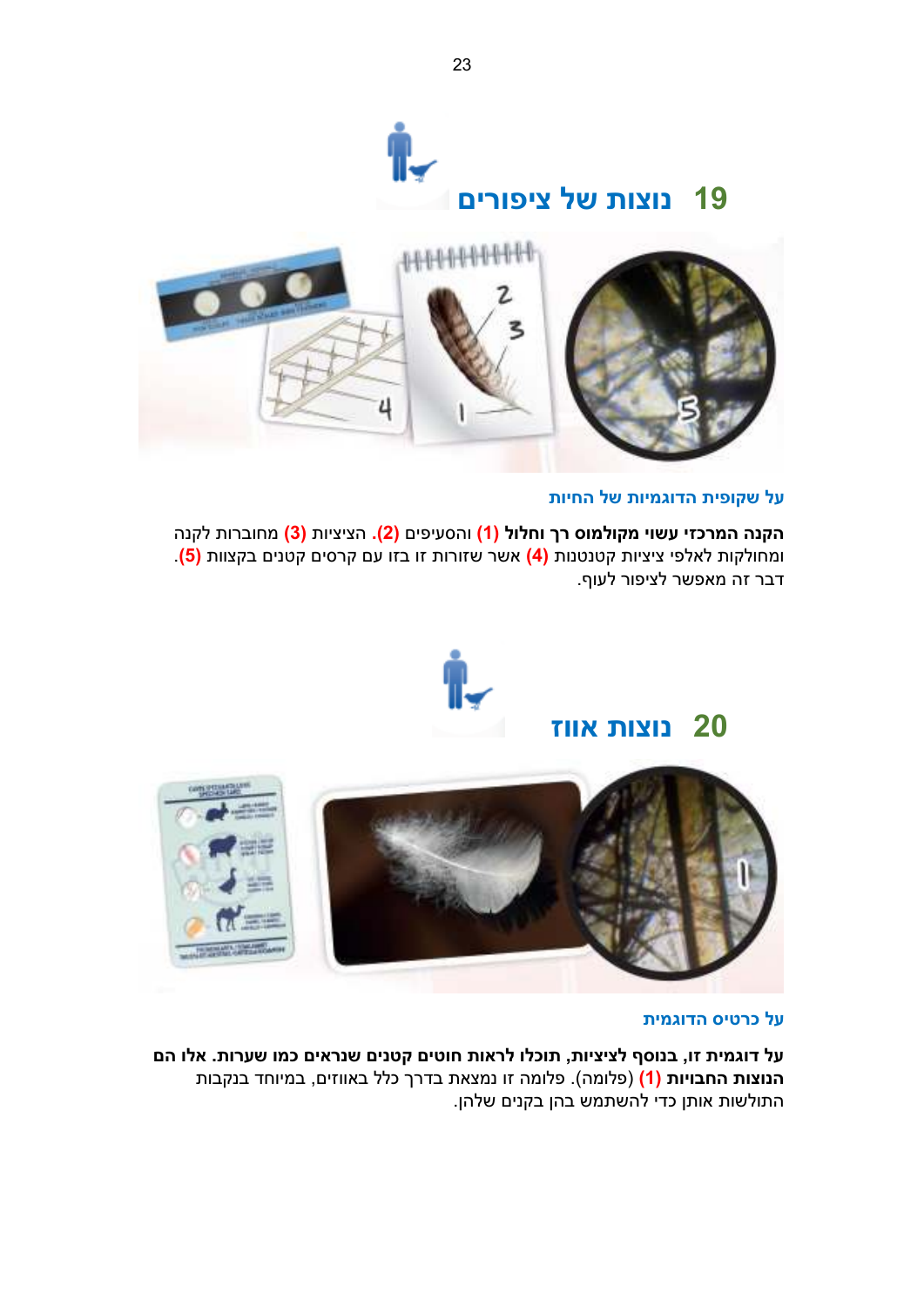## 19 נוצות של ציפורים

### על שקופית הדוגמיות של החיות

**הקנה המרכזי עשוי מקולמוס רך וחלול (1)** והסעיפים **(2)**. הציציות **(3)** מחוברות לקנה ומחולקות לאלפי ציציות קטנטנות **(4)** אשר שזורות זו בזו עם קרסים קטנים בקצוות **(5)**. דבר זה מאפשר לציפור לעוף.

## 20 נוצות אווז

### על כרטיס הדוגמית

**על דוגמית זו, בנוסף לציציות, תוכלו לראות חוטים קטנים שנראים כמו שערות. אלו הם הנוצות החבויות (1)** (פלומה). פלומה זו נמצאת בדרך כלל באווזים, במיוחד בנקבות התולשות אותן כדי להשתמש בהן בקנים שלהן.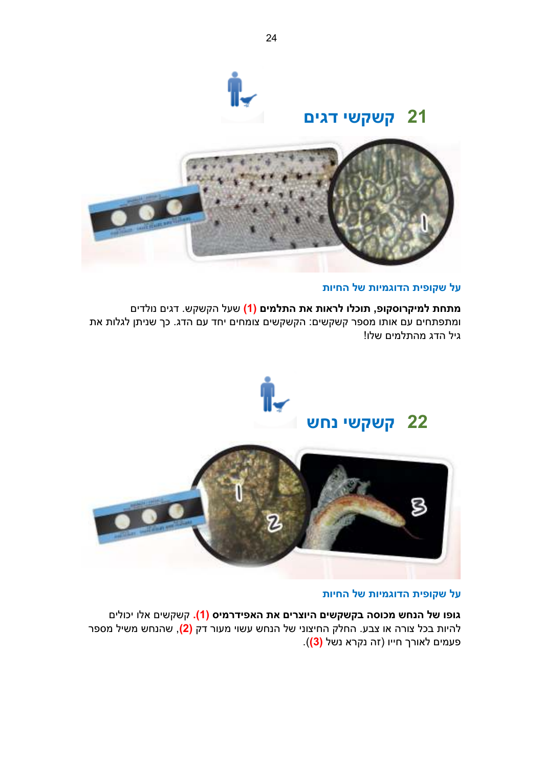## 21 קשקשי דגים

### על שקופית הדוגמיות של החיות

**מתחת למיקרוסקופ, תוכלו לראות את התלמים** **(1)** שעל הקשקש. דגים נולדים ומתפתחים עם אותו מספר קשקשים: הקשקשים צומחים יחד עם הדג. כך שניתן לגלות את גיל הדג מהתלמים שלו!

## 22 קשקשי נחש

### על שקופית הדוגמיות של החיות

**גופו של הנחש מכוסה בקשקשים היוצרים את האפידרמיס** **(1)**. קשקשים אלו יכולים להיות בכל צורה או צבע. החלק החיצוני של הנחש עשוי מעור דק **(2)**, שהנחש משיל מספר פעמים לאורך חייו (זה נקרא נשל **(3)**).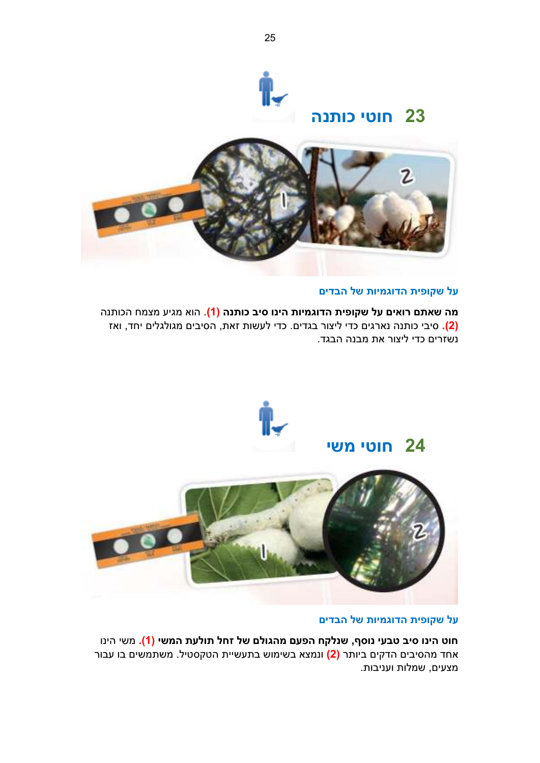## 23 חוטי כותנה

### על שקופית הדוגמיות של הבדים

**מה שאתם רואים על שקופית הדוגמיות הינו סיב כותנה (1)**. הוא מגיע מצמח הכותנה **(2)**. סיבי כותנה נארגים כדי ליצור בגדים. כדי לעשות זאת, הסיבים מגולגלים יחד, ואז נשזרים כדי ליצור את מבנה הבגד.

## 24 חוטי משי

### על שקופית הדוגמיות של הבדים

**חוט הינו סיב טבעי נוסף, שנלקח הפעם מהגולם של זחל תולעת המשי (1)**. משי הינו אחד מהסיבים הדקים ביותר **(2)** ונמצא בשימוש בתעשיית הטקסטיל. משתמשים בו עבור מצעים, שמלות ועניבות.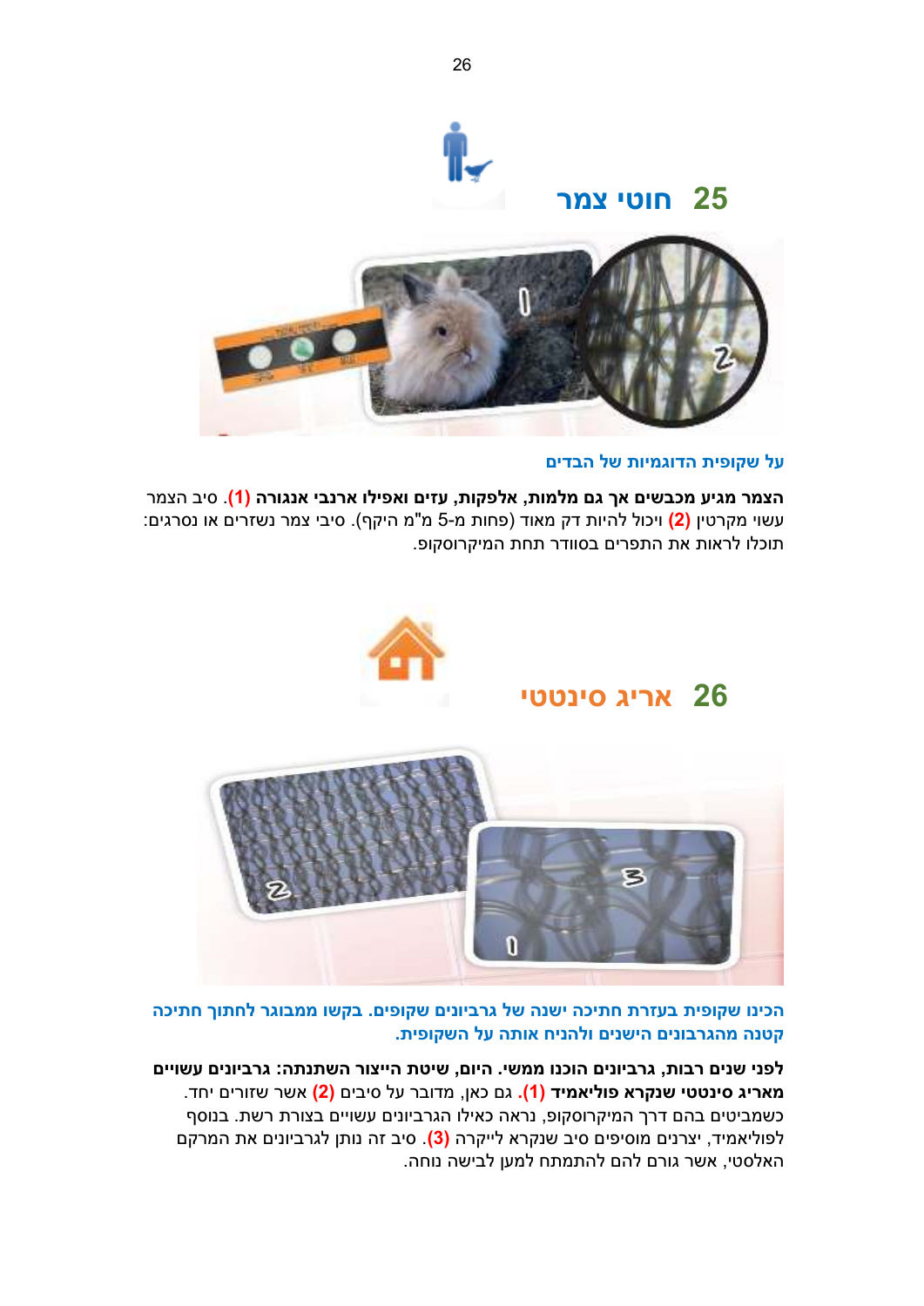## 25 חוטי צמר

**על שקופית הדוגמיות של הבדים**

**הצמר מגיע מכבשים אך גם מלמות, אלפקות, עזים ואפילו ארנבי אנגורה (1)**. סיב הצמר עשוי מקרטין **(2)** ויכול להיות דק מאוד (פחות מ-5 מ"מ היקף). סיבי צמר נשזרים או נסרגים: תוכלו לראות את התפרים בסוודר תחת המיקרוסקופ.

## 26 אריג סינטטי

**הכינו שקופית בעזרת חתיכה ישנה של גרביונים שקופים. בקשו ממבוגר לחתוך חתיכה קטנה מהגרבונים הישנים ולהניח אותה על השקופית.**

**לפני שנים רבות, גרביונים הוכנו ממשי. היום, שיטת הייצור השתנתה: גרביונים עשויים מאריג סינטטי שנקרא פוליאמיד (1).** גם כאן, מדובר על סיבים **(2)** אשר שזורים יחד. כשמביטים בהם דרך המיקרוסקופ, נראה כאילו הגרביונים עשויים בצורת רשת. בנוסף לפוליאמיד, יצרנים מוסיפים סיב שנקרא לייקרה **(3)**. סיב זה נותן לגרביונים את המרקם האלסטי, אשר גורם להם להתמתח למען לבישה נוחה.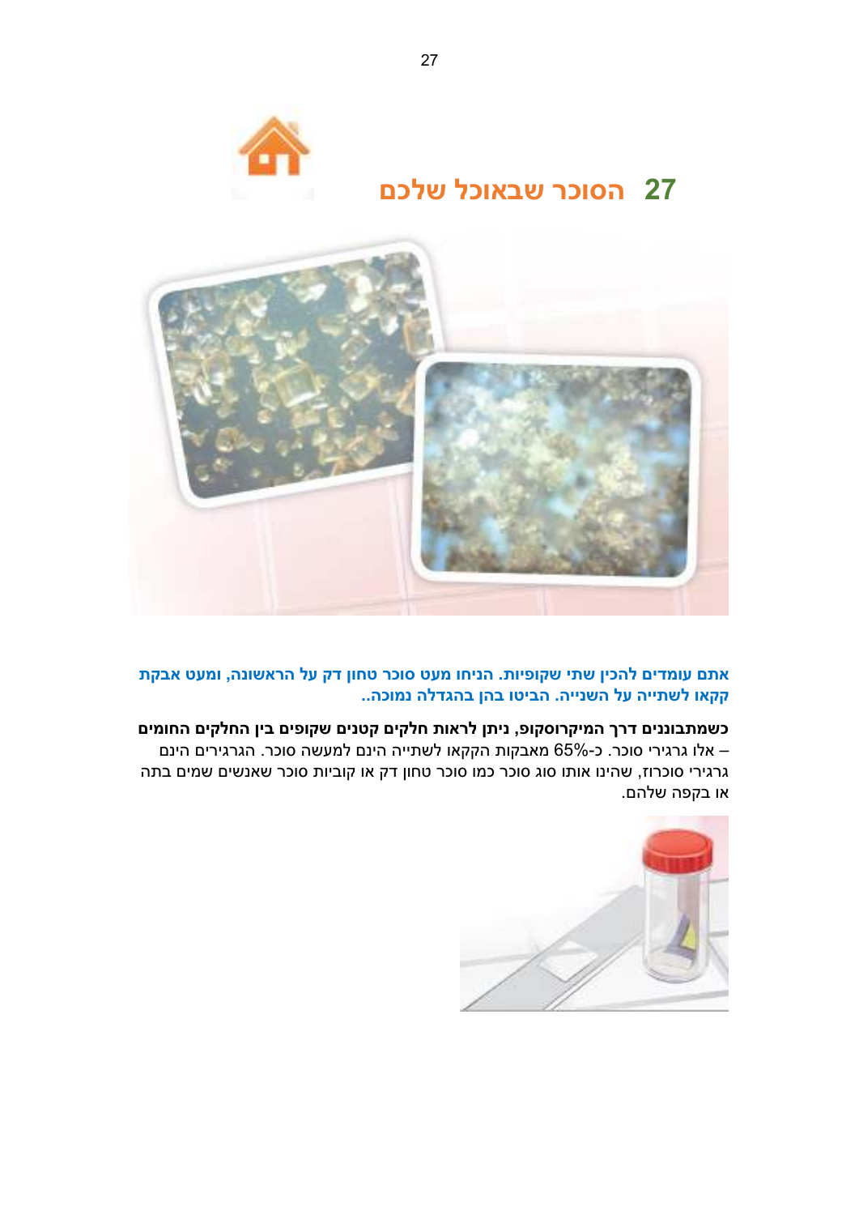# 27 הסוכר שבאוכל שלכם

**אתם עומדים להכין שתי שקופיות. הניחו מעט סוכר טחון דק על הראשונה, ומעט אבקת קקאו לשתייה על השנייה. הביטו בהן בהגדלה נמוכה..**

**כשמתבוננים דרך המיקרוסקופ, ניתן לראות חלקים קטנים שקופים בין החלקים החומים** – אלו גרגירי סוכר. כ-65% מאבקות הקקאו לשתייה הינם למעשה סוכר. הגרגירים הינם גרגירי סוכרוז, שהינו אותו סוג סוכר כמו סוכר טחון דק או קוביות סוכר שאנשים שמים בתה או בקפה שלהם.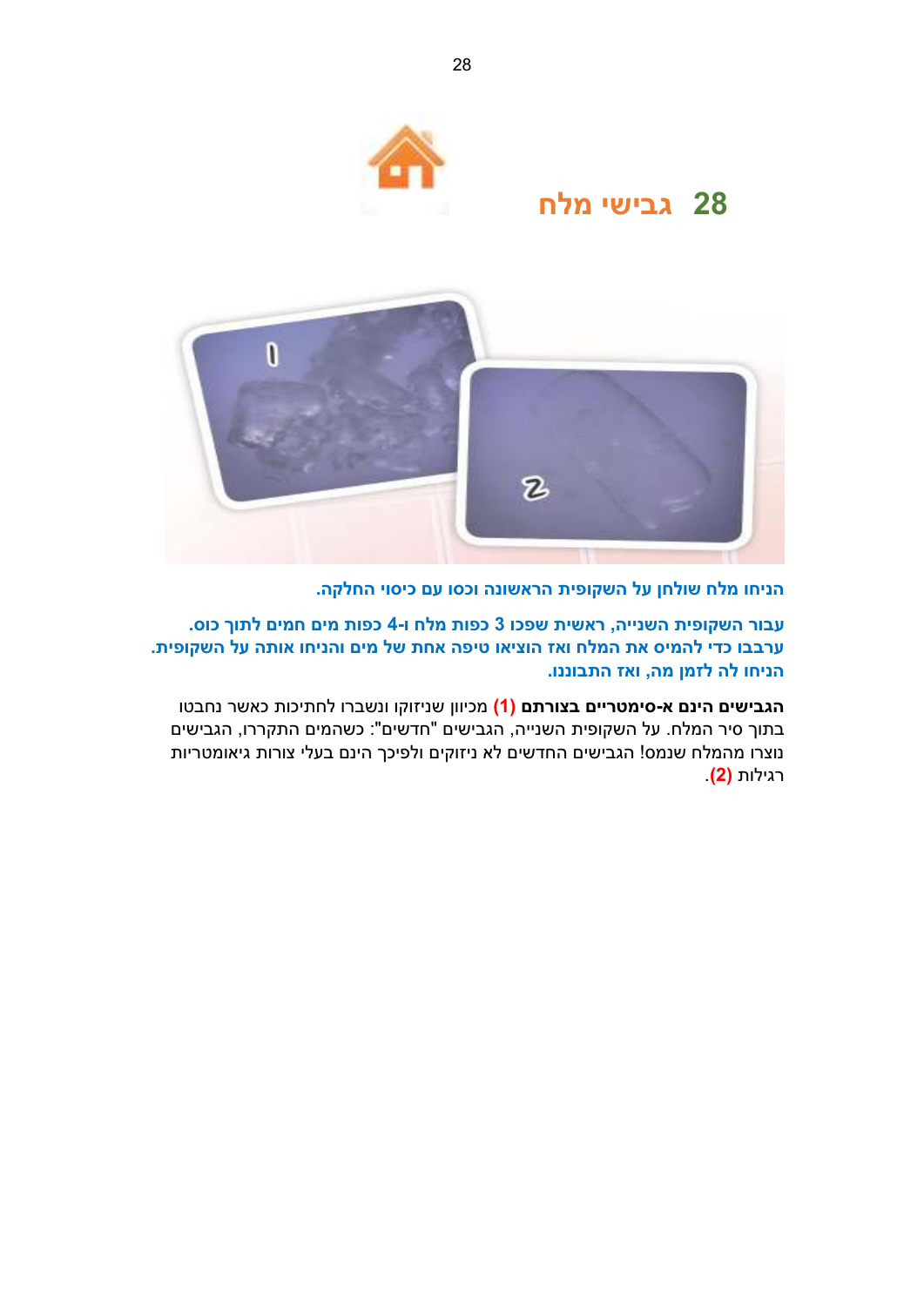## 28 גבישי מלח

**הניחו מלח שולחן על השקופית הראשונה וכסו עם כיסוי החלקה.**

**עבור השקופית השנייה, ראשית שפכו 3 כפות מלח ו-4 כפות מים חמים לתוך כוס. ערבבו כדי להמיס את המלח ואז הוציאו טיפה אחת של מים והניחו אותה על השקופית. הניחו לה לזמן מה, ואז התבוננו.**

**הגבישים הינם א-סימטריים בצורתם (1)** מכיוון שניזוקו ונשברו לחתיכות כאשר נחבטו בתוך סיר המלח. על השקופית השנייה, הגבישים "חדשים": כשהמים התקררו, הגבישים נוצרו מהמלח שנמס! הגבישים החדשים לא ניזוקים ולפיכך הינם בעלי צורות גיאומטריות רגילות **(2)**.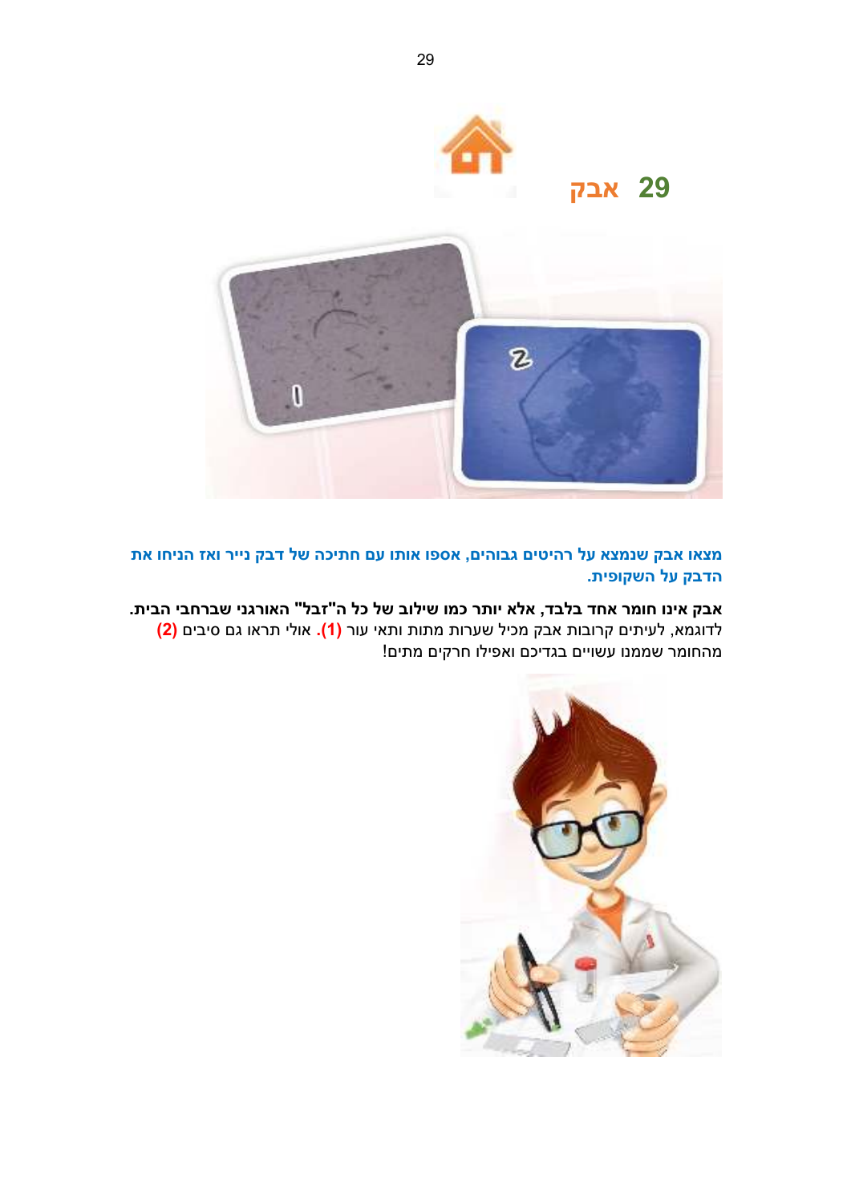## 29 אבק

**מצאו אבק שנמצא על רהיטים גבוהים, אספו אותו עם חתיכה של דבק נייר ואז הניחו את הדבק על השקופית.**

**אבק אינו חומר אחד בלבד, אלא יותר כמו שילוב של כל ה"זבל" האורגני שברחבי הבית.**
לדוגמא, לעיתים קרובות אבק מכיל שערות מתות ותאי עור **(1)**. אולי תראו גם סיבים **(2)** מהחומר שממנו עשויים בגדיכם ואפילו חרקים מתים!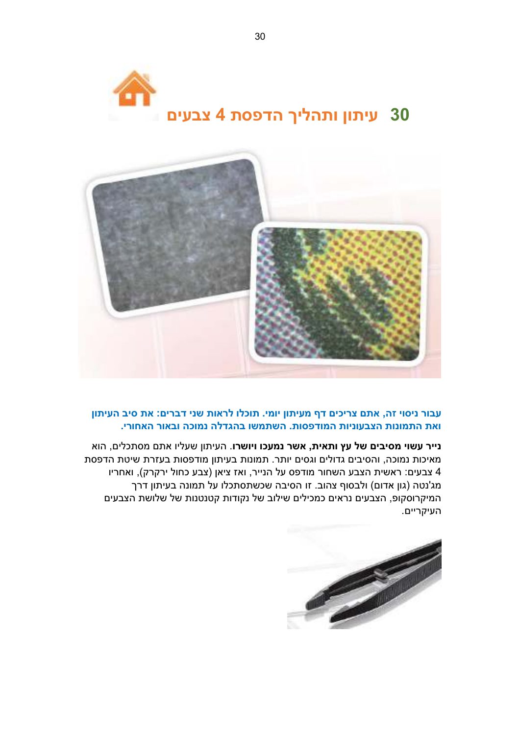# 30 עיתון ותהליך הדפסת 4 צבעים

**עבור ניסוי זה, אתם צריכים דף מעיתון יומי. תוכלו לראות שני דברים: את סיב העיתון ואת התמונות הצבעוניות המודפסות. השתמשו בהגדלה נמוכה ובאור האחורי.**

**נייר עשוי מסיבים של עץ ותאית, אשר נמעכו ויושרו**. העיתון שעליו אתם מסתכלים, הוא מאיכות נמוכה, והסיבים גדולים וגסים יותר. תמונות בעיתון מודפסות בעזרת שיטת הדפסת 4 צבעים: ראשית הצבע השחור מודפס על הנייר, ואז ציאן (צבע כחול ירקרק), ואחריו מג'נטה (גון אדום) ולבסוף צהוב. זו הסיבה שכשתסתכלו על תמונה בעיתון דרך המיקרוסקופ, הצבעים נראים כמכילים שילוב של נקודות קטנטנות של שלושת הצבעים העיקריים.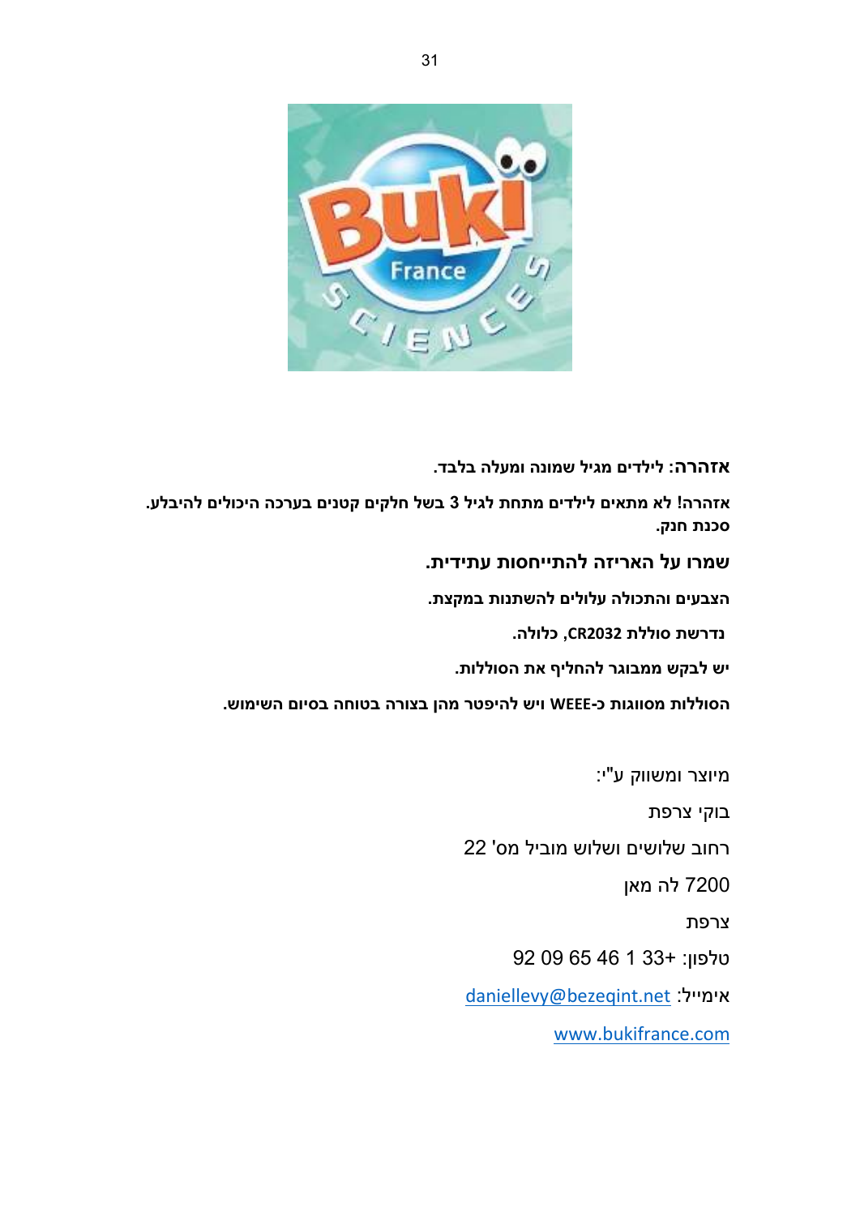**אזהרה: לילדים מגיל שמונה ומעלה בלבד.**

**אזהרה! לא מתאים לילדים מתחת לגיל 3 בשל חלקים קטנים בערכה היכולים להיבלע. סכנת חנק.**

**שמרו על האריזה להתייחסות עתידית.**

**הצבעים והתכולה עלולים להשתנות במקצת.**

**נדרשת סוללת CR2032, כלולה.**

**יש לבקש ממבוגר להחליף את הסוללות.**

**הסוללות מסווגות כ-WEEE ויש להיפטר מהן בצורה בטוחה בסיום השימוש.**

מיוצר ומשווק ע"י:

בוקי צרפת

רחוב שלושים ושלוש מוביל מס' 22

7200 לה מאן

צרפת

טלפון: +33 1 46 65 09 92

אימייל: daniellevy@bezeqint.net

www.bukifrance.com